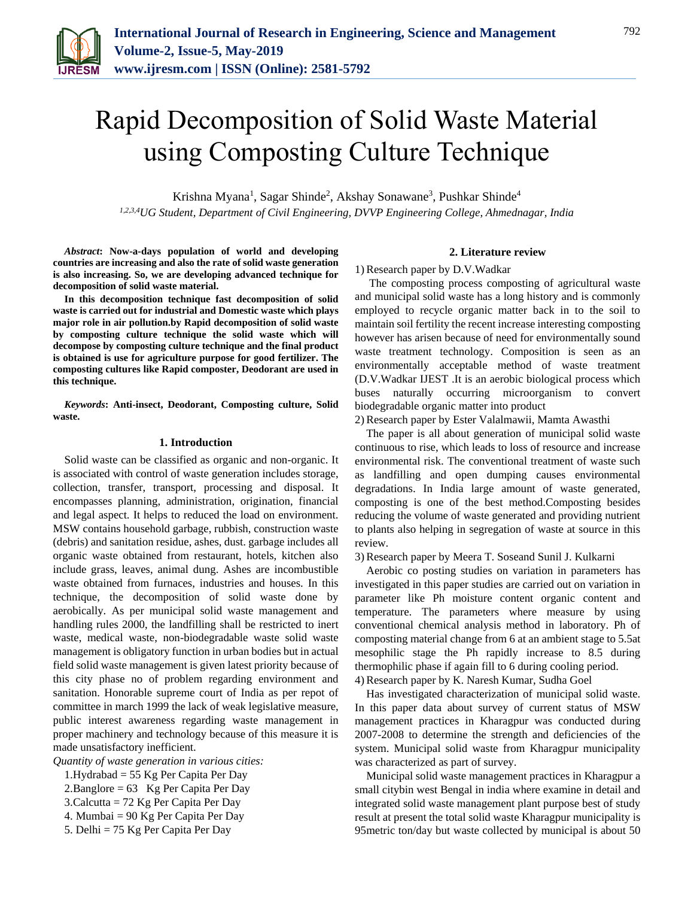#  Rapid Decomposition of Solid Waste Material using Composting Culture Technique

Krishna Myana[1], Sagar Shinde[2], Akshay Sonawane[3], Pushkar Shinde[4]

*[1,2,3,4]UG Student, Department of Civil Engineering, DVVP Engineering College, Ahmednagar, India*

***Abstract*: Now-a-days population of world and developing countries are increasing and also the rate of solid waste generation is also increasing. So, we are developing advanced technique for decomposition of solid waste material.**

**In this decomposition technique fast decomposition of solid waste is carried out for industrial and Domestic waste which plays major role in air pollution.by Rapid decomposition of solid waste by composting culture technique the solid waste which will decompose by composting culture technique and the final product is obtained is use for agriculture purpose for good fertilizer. The composting cultures like Rapid composter, Deodorant are used in this technique.**

***Keywords*: Anti-insect, Deodorant, Composting culture, Solid waste.**

## 1. Introduction

Solid waste can be classified as organic and non-organic. It is associated with control of waste generation includes storage, collection, transfer, transport, processing and disposal. It encompasses planning, administration, origination, financial and legal aspect. It helps to reduced the load on environment. MSW contains household garbage, rubbish, construction waste (debris) and sanitation residue, ashes, dust. garbage includes all organic waste obtained from restaurant, hotels, kitchen also include grass, leaves, animal dung. Ashes are incombustible waste obtained from furnaces, industries and houses. In this technique, the decomposition of solid waste done by aerobically. As per municipal solid waste management and handling rules 2000, the landfilling shall be restricted to inert waste, medical waste, non-biodegradable waste solid waste management is obligatory function in urban bodies but in actual field solid waste management is given latest priority because of this city phase no of problem regarding environment and sanitation. Honorable supreme court of India as per repot of committee in march 1999 the lack of weak legislative measure, public interest awareness regarding waste management in proper machinery and technology because of this measure it is made unsatisfactory inefficient.

*Quantity of waste generation in various cities:*

1.Hydrabad = 55 Kg Per Capita Per Day
2.Banglore = 63 Kg Per Capita Per Day
3.Calcutta = 72 Kg Per Capita Per Day
4. Mumbai = 90 Kg Per Capita Per Day
5. Delhi = 75 Kg Per Capita Per Day

## 2. Literature review

1) Research paper by D.V.Wadkar

The composting process composting of agricultural waste and municipal solid waste has a long history and is commonly employed to recycle organic matter back in to the soil to maintain soil fertility the recent increase interesting composting however has arisen because of need for environmentally sound waste treatment technology. Composition is seen as an environmentally acceptable method of waste treatment (D.V.Wadkar IJEST .It is an aerobic biological process which buses naturally occurring microorganism to convert biodegradable organic matter into product

2) Research paper by Ester Valalmawii, Mamta Awasthi

The paper is all about generation of municipal solid waste continuous to rise, which leads to loss of resource and increase environmental risk. The conventional treatment of waste such as landfilling and open dumping causes environmental degradations. In India large amount of waste generated, composting is one of the best method.Composting besides reducing the volume of waste generated and providing nutrient to plants also helping in segregation of waste at source in this review.

3) Research paper by Meera T. Soseand Sunil J. Kulkarni

Aerobic co posting studies on variation in parameters has investigated in this paper studies are carried out on variation in parameter like Ph moisture content organic content and temperature. The parameters where measure by using conventional chemical analysis method in laboratory. Ph of composting material change from 6 at an ambient stage to 5.5at mesophilic stage the Ph rapidly increase to 8.5 during thermophilic phase if again fill to 6 during cooling period.

4) Research paper by K. Naresh Kumar, Sudha Goel

Has investigated characterization of municipal solid waste. In this paper data about survey of current status of MSW management practices in Kharagpur was conducted during 2007-2008 to determine the strength and deficiencies of the system. Municipal solid waste from Kharagpur municipality was characterized as part of survey.

Municipal solid waste management practices in Kharagpur a small citybin west Bengal in india where examine in detail and integrated solid waste management plant purpose best of study result at present the total solid waste Kharagpur municipality is 95metric ton/day but waste collected by municipal is about 50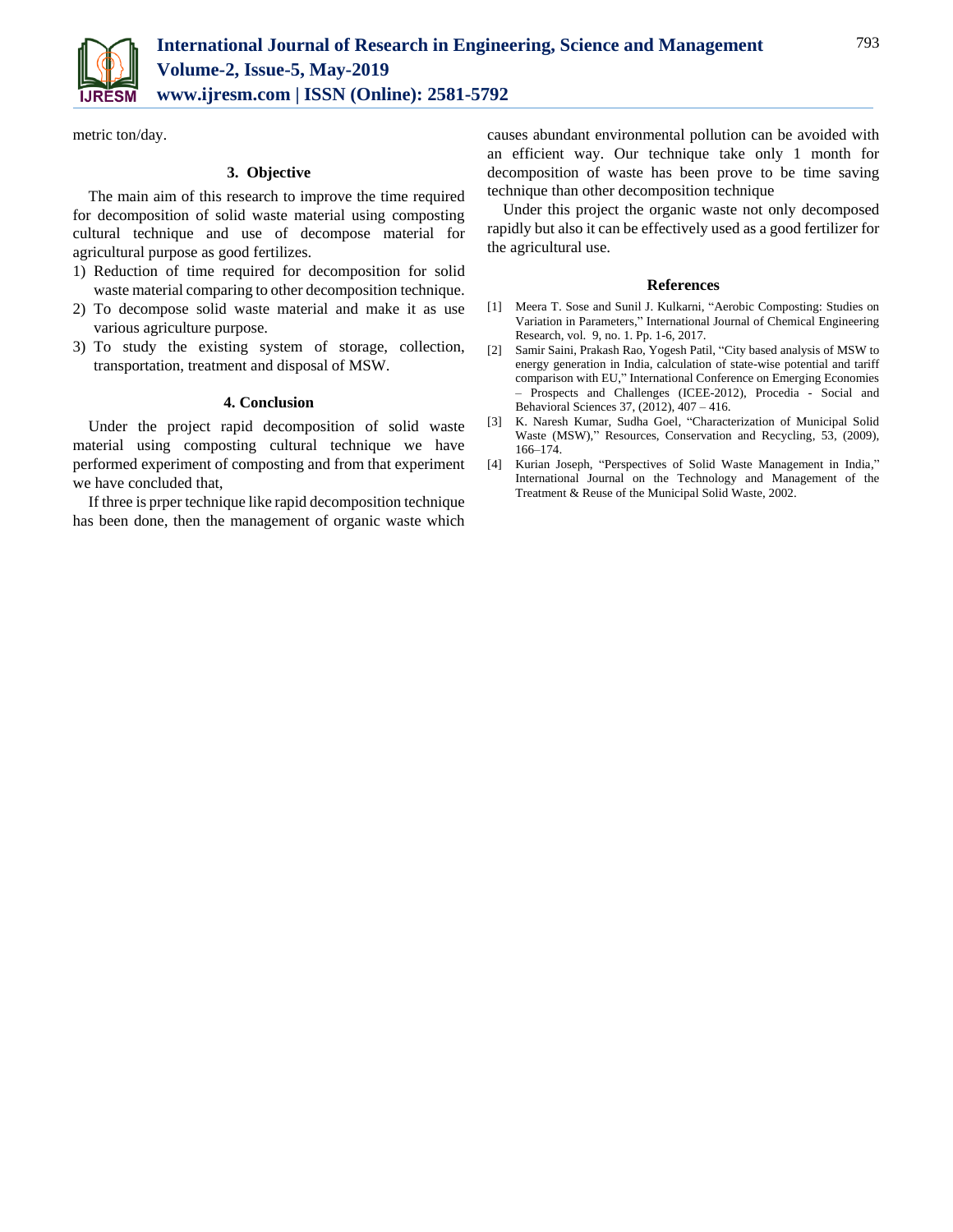metric ton/day.

## 3. Objective

The main aim of this research to improve the time required for decomposition of solid waste material using composting cultural technique and use of decompose material for agricultural purpose as good fertilizes.

1) Reduction of time required for decomposition for solid waste material comparing to other decomposition technique.
2) To decompose solid waste material and make it as use various agriculture purpose.
3) To study the existing system of storage, collection, transportation, treatment and disposal of MSW.

## 4. Conclusion

Under the project rapid decomposition of solid waste material using composting cultural technique we have performed experiment of composting and from that experiment we have concluded that,

If three is prper technique like rapid decomposition technique has been done, then the management of organic waste which causes abundant environmental pollution can be avoided with an efficient way. Our technique take only 1 month for decomposition of waste has been prove to be time saving technique than other decomposition technique

Under this project the organic waste not only decomposed rapidly but also it can be effectively used as a good fertilizer for the agricultural use.

## References

[1] Meera T. Sose and Sunil J. Kulkarni, "Aerobic Composting: Studies on Variation in Parameters," International Journal of Chemical Engineering Research, vol. 9, no. 1. Pp. 1-6, 2017.

[2] Samir Saini, Prakash Rao, Yogesh Patil, "City based analysis of MSW to energy generation in India, calculation of state-wise potential and tariff comparison with EU," International Conference on Emerging Economies – Prospects and Challenges (ICEE-2012), Procedia - Social and Behavioral Sciences 37, (2012), 407 – 416.

[3] K. Naresh Kumar, Sudha Goel, "Characterization of Municipal Solid Waste (MSW)," Resources, Conservation and Recycling, 53, (2009), 166–174.

[4] Kurian Joseph, "Perspectives of Solid Waste Management in India," International Journal on the Technology and Management of the Treatment & Reuse of the Municipal Solid Waste, 2002.